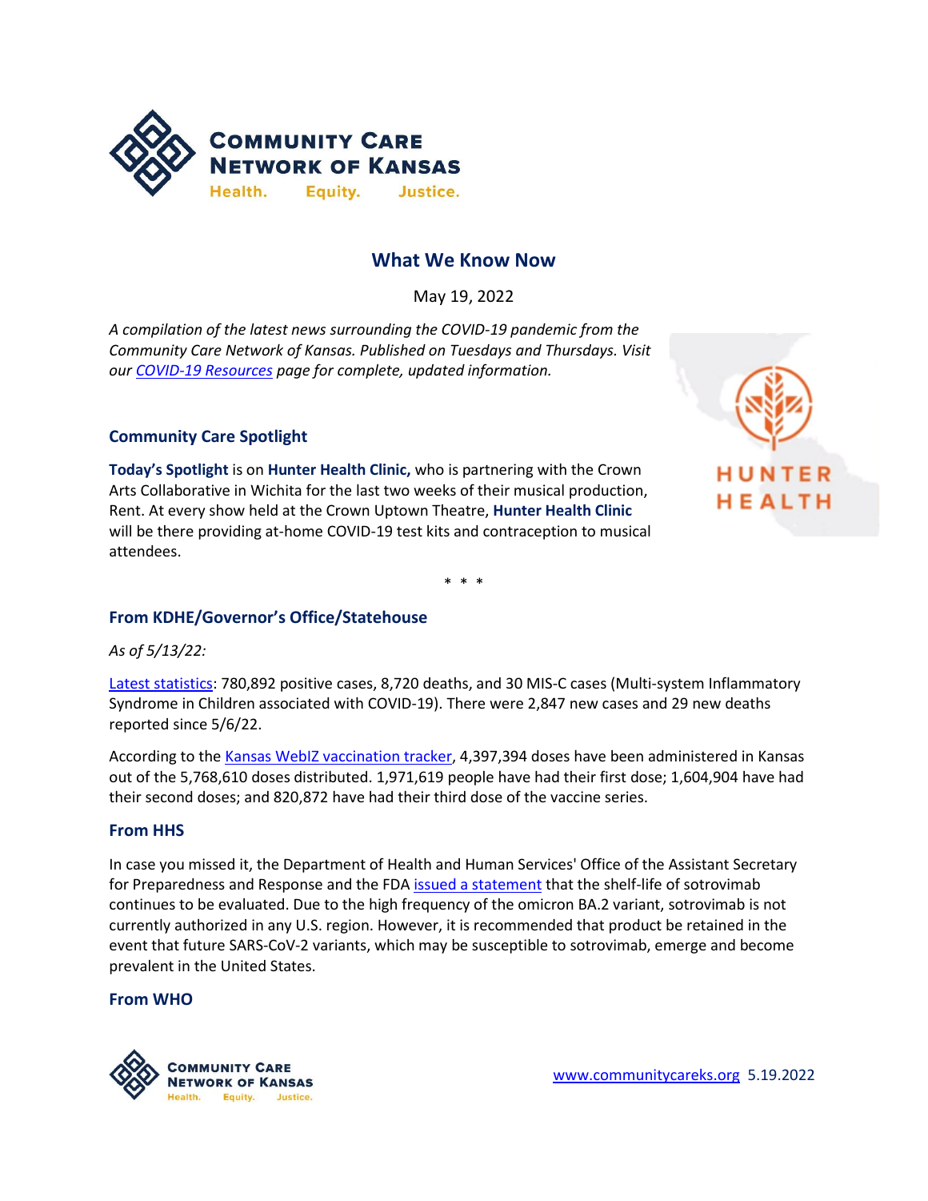# What We Know Now

May 19, 2022

*A compilation of the latest news surrounding the COVID-19 pandemic from the Community Care Network of Kansas. Published on Tuesdays and Thursdays. Visit our [COVID-19 Resources] page for complete, updated information.*

## Community Care Spotlight

**Today's Spotlight** is on **Hunter Health Clinic,** who is partnering with the Crown Arts Collaborative in Wichita for the last two weeks of their musical production, Rent. At every show held at the Crown Uptown Theatre, **Hunter Health Clinic** will be there providing at-home COVID-19 test kits and contraception to musical attendees.

\* \* \*

## From KDHE/Governor's Office/Statehouse

*As of 5/13/22:*

Latest statistics: 780,892 positive cases, 8,720 deaths, and 30 MIS-C cases (Multi-system Inflammatory Syndrome in Children associated with COVID-19). There were 2,847 new cases and 29 new deaths reported since 5/6/22.

According to the Kansas WebIZ vaccination tracker, 4,397,394 doses have been administered in Kansas out of the 5,768,610 doses distributed. 1,971,619 people have had their first dose; 1,604,904 have had their second doses; and 820,872 have had their third dose of the vaccine series.

## From HHS

In case you missed it, the Department of Health and Human Services' Office of the Assistant Secretary for Preparedness and Response and the FDA issued a statement that the shelf-life of sotrovimab continues to be evaluated. Due to the high frequency of the omicron BA.2 variant, sotrovimab is not currently authorized in any U.S. region. However, it is recommended that product be retained in the event that future SARS-CoV-2 variants, which may be susceptible to sotrovimab, emerge and become prevalent in the United States.

## From WHO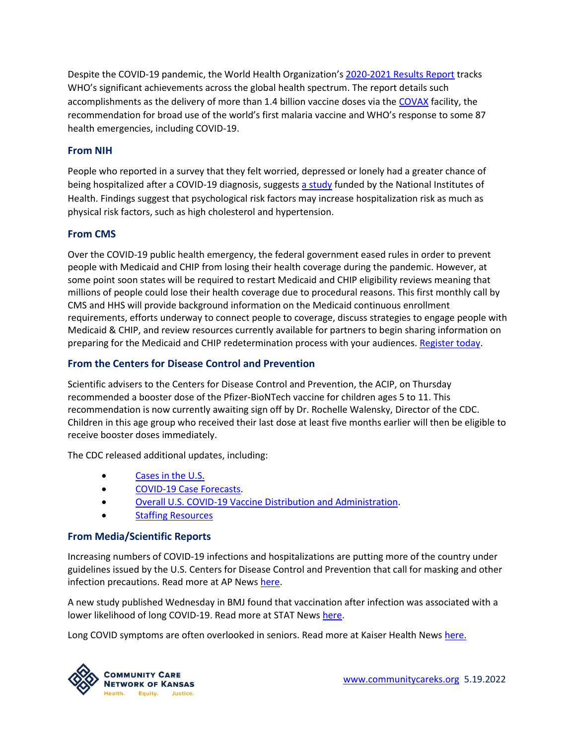Despite the COVID-19 pandemic, the World Health Organization's [2020-2021 Results Report] tracks WHO's significant achievements across the global health spectrum. The report details such accomplishments as the delivery of more than 1.4 billion vaccine doses via the [COVAX] facility, the recommendation for broad use of the world's first malaria vaccine and WHO's response to some 87 health emergencies, including COVID-19.

### From NIH

People who reported in a survey that they felt worried, depressed or lonely had a greater chance of being hospitalized after a COVID-19 diagnosis, suggests [a study] funded by the National Institutes of Health. Findings suggest that psychological risk factors may increase hospitalization risk as much as physical risk factors, such as high cholesterol and hypertension.

### From CMS

Over the COVID-19 public health emergency, the federal government eased rules in order to prevent people with Medicaid and CHIP from losing their health coverage during the pandemic. However, at some point soon states will be required to restart Medicaid and CHIP eligibility reviews meaning that millions of people could lose their health coverage due to procedural reasons. This first monthly call by CMS and HHS will provide background information on the Medicaid continuous enrollment requirements, efforts underway to connect people to coverage, discuss strategies to engage people with Medicaid & CHIP, and review resources currently available for partners to begin sharing information on preparing for the Medicaid and CHIP redetermination process with your audiences. [Register today].

### From the Centers for Disease Control and Prevention

Scientific advisers to the Centers for Disease Control and Prevention, the ACIP, on Thursday recommended a booster dose of the Pfizer-BioNTech vaccine for children ages 5 to 11. This recommendation is now currently awaiting sign off by Dr. Rochelle Walensky, Director of the CDC. Children in this age group who received their last dose at least five months earlier will then be eligible to receive booster doses immediately.

The CDC released additional updates, including:

- Cases in the U.S.
- COVID-19 Case Forecasts.
- Overall U.S. COVID-19 Vaccine Distribution and Administration.
- Staffing Resources

### From Media/Scientific Reports

Increasing numbers of COVID-19 infections and hospitalizations are putting more of the country under guidelines issued by the U.S. Centers for Disease Control and Prevention that call for masking and other infection precautions. Read more at AP News [here].

A new study published Wednesday in BMJ found that vaccination after infection was associated with a lower likelihood of long COVID-19. Read more at STAT News [here].

Long COVID symptoms are often overlooked in seniors. Read more at Kaiser Health News [here.]

Community Care Network of Kansas — Health. Equity. Justice.

www.communitycareks.org 5.19.2022